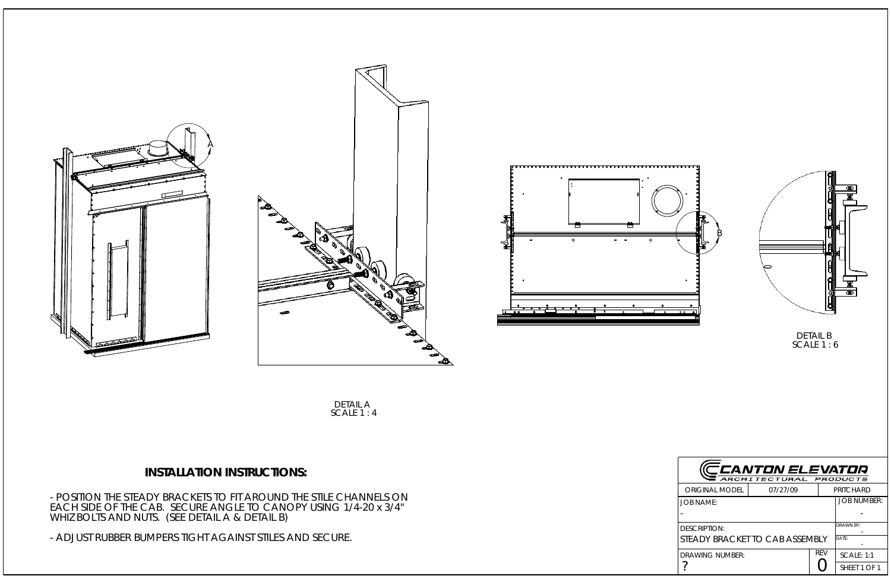A

B

DETAIL A
SCALE 1 : 4

DETAIL B
SCALE 1 : 6

**INSTALLATION INSTRUCTIONS:**

- POSITION THE STEADY BRACKETS TO FIT AROUND THE STILE CHANNELS ON EACH SIDE OF THE CAB. SECURE ANGLE TO CANOPY USING 1/4-20 x 3/4" WHIZ BOLTS AND NUTS. (SEE DETAIL A & DETAIL B)
- ADJUST RUBBER BUMPERS TIGHT AGAINST STILES AND SECURE.

| CANTON ELEVATOR ARCHITECTURAL PRODUCTS | | | |
|---|---|---|---|
| ORIGINAL MODEL | 07/27/09 | PRITCHARD | |
| JOB NAME: - | | | JOB NUMBER: - |
| DESCRIPTION: STEADY BRACKET TO CAB ASSEMBLY | | | DRAWN BY: - |
| | | | DATE: - |
| DRAWING NUMBER: ? | | REV 0 | SCALE: 1:1 |
| | | | SHEET 1 OF 1 |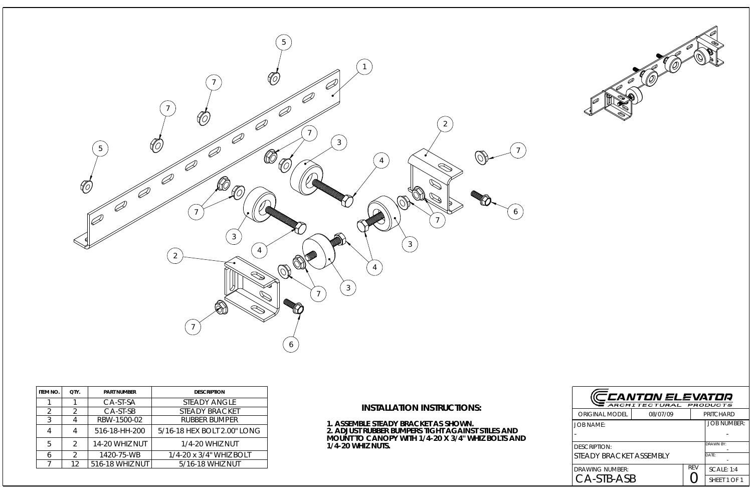| ITEM NO. | QTY. | PART NUMBER | DESCRIPTION |
|---|---|---|---|
| 1 | 1 | CA-ST-SA | STEADY ANGLE |
| 2 | 2 | CA-ST-SB | STEADY BRACKET |
| 3 | 4 | RBW-1500-02 | RUBBER BUMPER |
| 4 | 4 | 516-18-HH-200 | 5/16-18 HEX BOLT 2.00" LONG |
| 5 | 2 | 14-20 WHIZ NUT | 1/4-20 WHIZ NUT |
| 6 | 2 | 1420-75-WB | 1/4-20 x 3/4" WHIZ BOLT |
| 7 | 12 | 516-18 WHIZ NUT | 5/16-18 WHIZ NUT |

## INSTALLATION INSTRUCTIONS:

1. ASSEMBLE STEADY BRACKET AS SHOWN.
2. ADJUST RUBBER BUMPERS TIGHT AGAINST STILES AND MOUNT TO CANOPY WITH 1/4-20 X 3/4" WHIZ BOLTS AND 1/4-20 WHIZ NUTS.

**CANTON ELEVATOR**
ARCHITECTURAL PRODUCTS

| ORIGINAL MODEL | 08/07/09 | PRITCHARD |
|---|---|---|
| JOB NAME: - | | JOB NUMBER: - |
| DESCRIPTION: STEADY BRACKET ASSEMBLY | | DRAWN BY: - DATE: - |
| DRAWING NUMBER: CA-STB-ASB | REV 0 | SCALE: 1:4 SHEET 1 OF 1 |